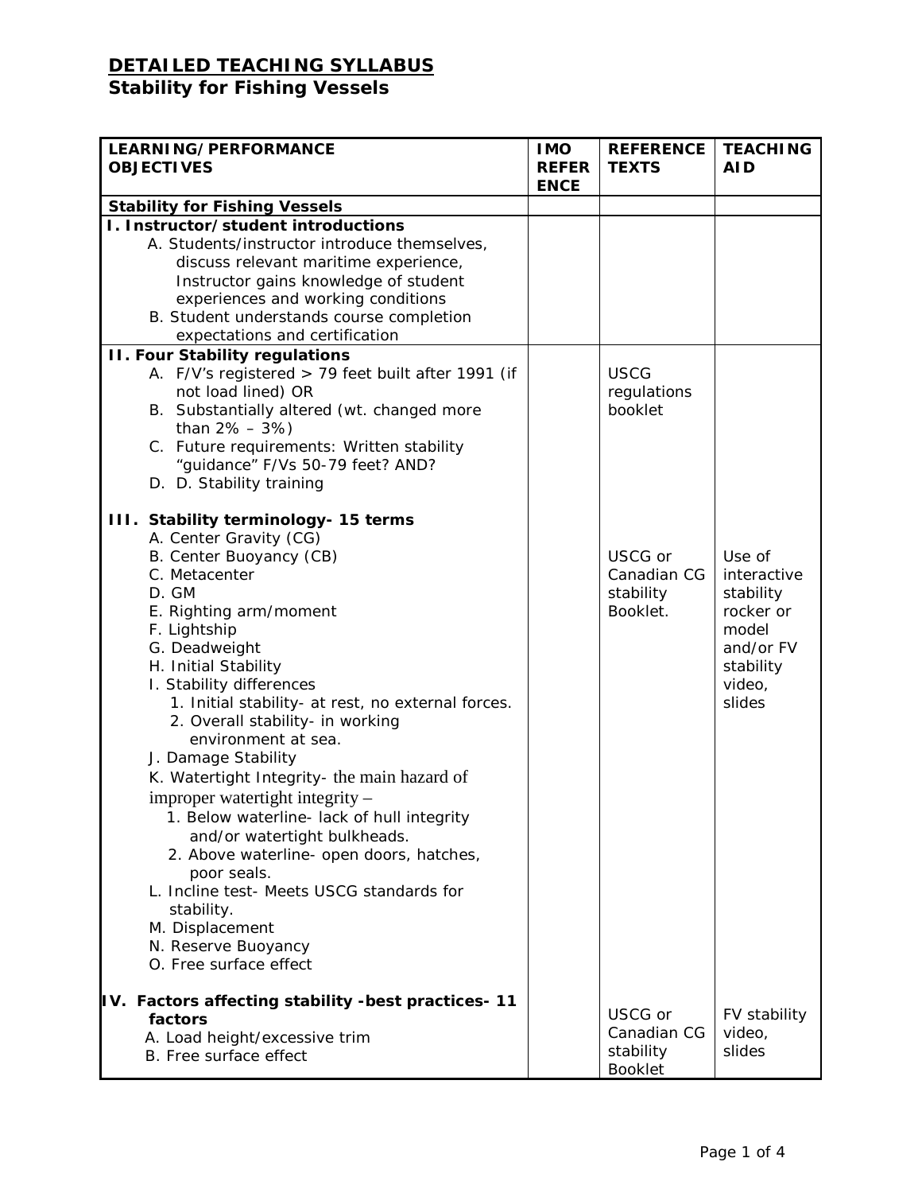# DETAILED TEACHING SYLLABUS
## Stability for Fishing Vessels

| LEARNING/PERFORMANCE OBJECTIVES | IMO REFERENCE | REFERENCE TEXTS | TEACHING AID |
|---|---|---|---|
| **Stability for Fishing Vessels** | | | |
| **I. Instructor/student introductions**<br>A. Students/instructor introduce themselves, discuss relevant maritime experience, Instructor gains knowledge of student experiences and working conditions<br>B. Student understands course completion expectations and certification | | | |
| **II. Four Stability regulations**<br>A. F/V's registered > 79 feet built after 1991 (if not load lined) OR<br>B. Substantially altered (wt. changed more than 2% – 3%)<br>C. Future requirements: Written stability "guidance" F/Vs 50-79 feet? AND?<br>D. D. Stability training<br><br>**III. Stability terminology- 15 terms**<br>A. Center Gravity (CG)<br>B. Center Buoyancy (CB)<br>C. Metacenter<br>D. GM<br>E. Righting arm/moment<br>F. Lightship<br>G. Deadweight<br>H. Initial Stability<br>I. Stability differences<br>1. Initial stability- at rest, no external forces.<br>2. Overall stability- in working environment at sea.<br>J. Damage Stability<br>K. Watertight Integrity- the main hazard of improper watertight integrity –<br>1. Below waterline- lack of hull integrity and/or watertight bulkheads.<br>2. Above waterline- open doors, hatches, poor seals.<br>L. Incline test- Meets USCG standards for stability.<br>M. Displacement<br>N. Reserve Buoyancy<br>O. Free surface effect<br><br>**IV. Factors affecting stability -best practices- 11 factors**<br>A. Load height/excessive trim<br>B. Free surface effect | | USCG regulations booklet<br><br>USCG or Canadian CG stability Booklet.<br><br>USCG or Canadian CG stability Booklet | Use of interactive stability rocker or model and/or FV stability video, slides<br><br>FV stability video, slides |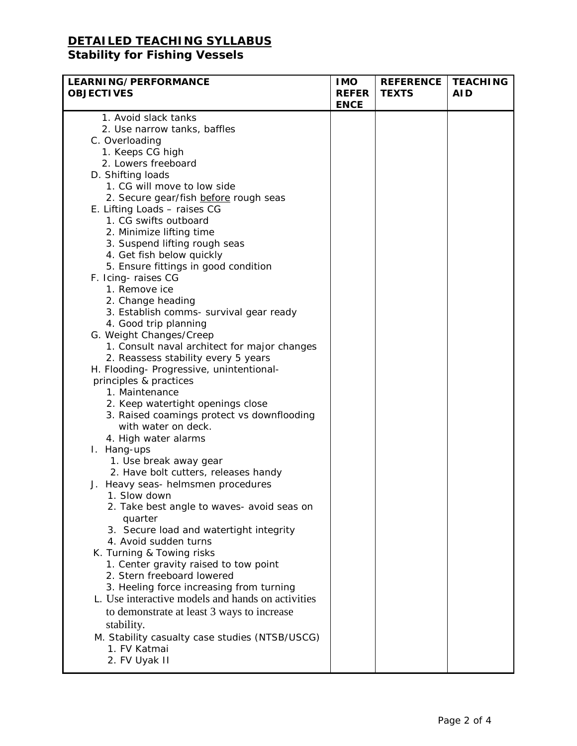## DETAILED TEACHING SYLLABUS

### Stability for Fishing Vessels

| LEARNING/PERFORMANCE OBJECTIVES | IMO REFERENCE | REFERENCE TEXTS | TEACHING AID |
|---|---|---|---|
| 1. Avoid slack tanks<br>2. Use narrow tanks, baffles<br>C. Overloading<br>1. Keeps CG high<br>2. Lowers freeboard<br>D. Shifting loads<br>1. CG will move to low side<br>2. Secure gear/fish <u>before</u> rough seas<br>E. Lifting Loads – raises CG<br>1. CG swifts outboard<br>2. Minimize lifting time<br>3. Suspend lifting rough seas<br>4. Get fish below quickly<br>5. Ensure fittings in good condition<br>F. Icing- raises CG<br>1. Remove ice<br>2. Change heading<br>3. Establish comms- survival gear ready<br>4. Good trip planning<br>G. Weight Changes/Creep<br>1. Consult naval architect for major changes<br>2. Reassess stability every 5 years<br>H. Flooding- Progressive, unintentional- principles & practices<br>1. Maintenance<br>2. Keep watertight openings close<br>3. Raised coamings protect vs downflooding with water on deck.<br>4. High water alarms<br>I. Hang-ups<br>1. Use break away gear<br>2. Have bolt cutters, releases handy<br>J. Heavy seas- helmsmen procedures<br>1. Slow down<br>2. Take best angle to waves- avoid seas on quarter<br>3. Secure load and watertight integrity<br>4. Avoid sudden turns<br>K. Turning & Towing risks<br>1. Center gravity raised to tow point<br>2. Stern freeboard lowered<br>3. Heeling force increasing from turning<br>L. Use interactive models and hands on activities to demonstrate at least 3 ways to increase stability.<br>M. Stability casualty case studies (NTSB/USCG)<br>1. FV Katmai<br>2. FV Uyak II | | | |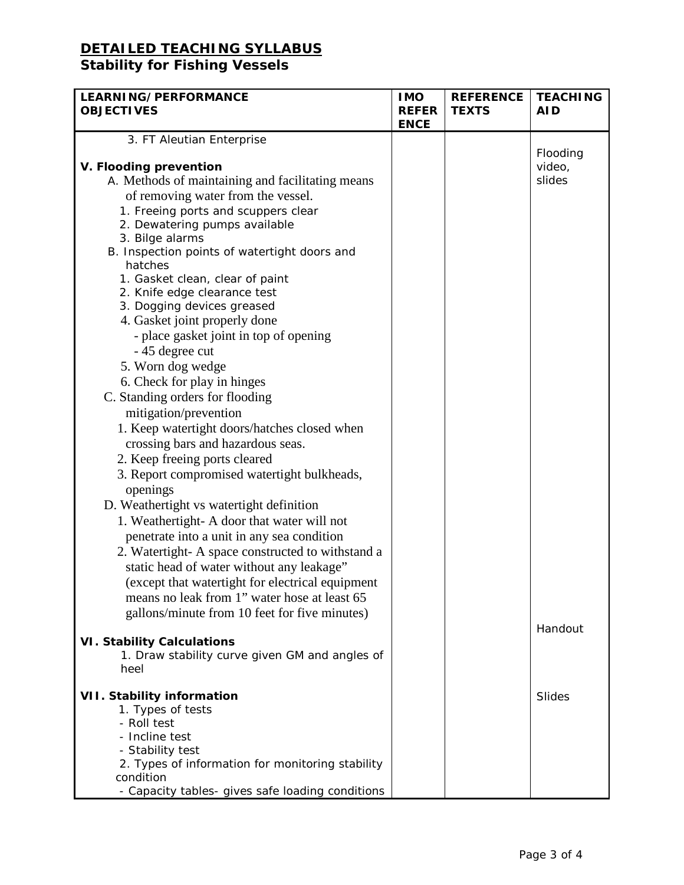# DETAILED TEACHING SYLLABUS
## Stability for Fishing Vessels

| LEARNING/PERFORMANCE OBJECTIVES | IMO REFERENCE | REFERENCE TEXTS | TEACHING AID |
|---|---|---|---|
| 3. FT Aleutian Enterprise | | | |
| **V. Flooding prevention** | | | Flooding video, slides |
| A. Methods of maintaining and facilitating means of removing water from the vessel. | | | |
| 1. Freeing ports and scuppers clear | | | |
| 2. Dewatering pumps available | | | |
| 3. Bilge alarms | | | |
| B. Inspection points of watertight doors and hatches | | | |
| 1. Gasket clean, clear of paint | | | |
| 2. Knife edge clearance test | | | |
| 3. Dogging devices greased | | | |
| 4. Gasket joint properly done<br>- place gasket joint in top of opening<br>- 45 degree cut | | | |
| 5. Worn dog wedge | | | |
| 6. Check for play in hinges | | | |
| C. Standing orders for flooding mitigation/prevention | | | |
| 1. Keep watertight doors/hatches closed when crossing bars and hazardous seas. | | | |
| 2. Keep freeing ports cleared | | | |
| 3. Report compromised watertight bulkheads, openings | | | |
| D. Weathertight vs watertight definition | | | |
| 1. Weathertight- A door that water will not penetrate into a unit in any sea condition | | | |
| 2. Watertight- A space constructed to withstand a static head of water without any leakage" (except that watertight for electrical equipment means no leak from 1" water hose at least 65 gallons/minute from 10 feet for five minutes) | | | |
| **VI. Stability Calculations** | | | Handout |
| 1. Draw stability curve given GM and angles of heel | | | |
| **VII. Stability information** | | | Slides |
| 1. Types of tests<br>- Roll test<br>- Incline test<br>- Stability test | | | |
| 2. Types of information for monitoring stability condition<br>- Capacity tables- gives safe loading conditions | | | |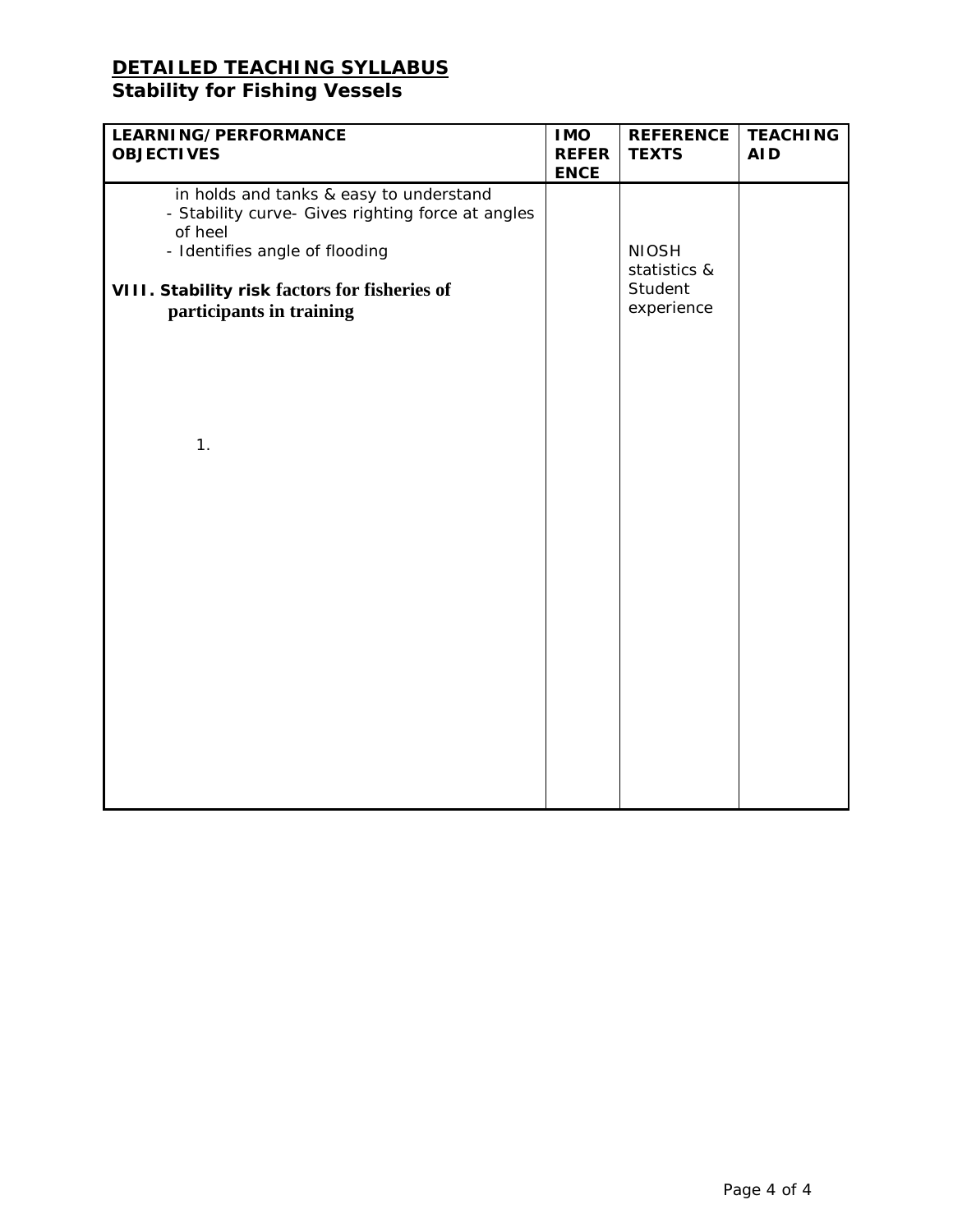# DETAILED TEACHING SYLLABUS
## Stability for Fishing Vessels

| LEARNING/PERFORMANCE OBJECTIVES | IMO REFERENCE | REFERENCE TEXTS | TEACHING AID |
|---|---|---|---|
| in holds and tanks & easy to understand<br>- Stability curve- Gives righting force at angles of heel<br>- Identifies angle of flooding<br><br>**VIII. Stability risk factors for fisheries of participants in training**<br><br>1. | | NIOSH statistics & Student experience | |